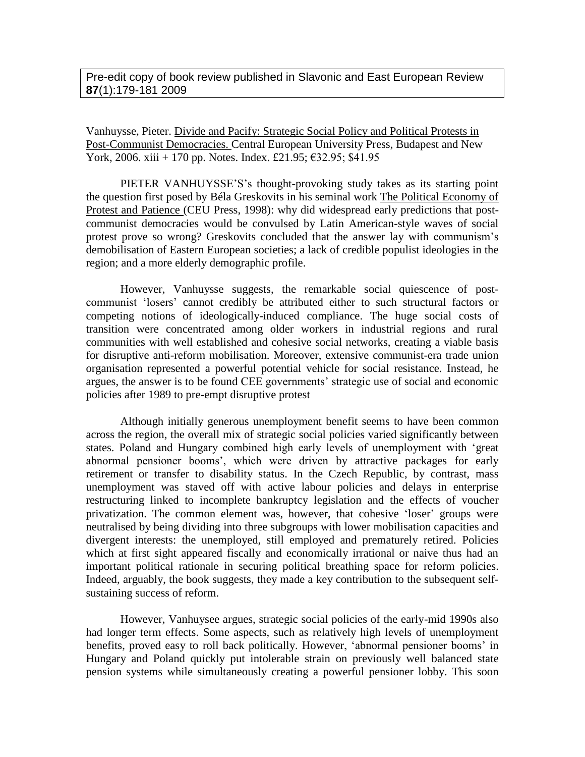Pre-edit copy of book review published in Slavonic and East European Review **87**(1):179-181 2009

Vanhuysse, Pieter. Divide and Pacify: Strategic Social Policy and Political Protests in Post-Communist Democracies. Central European University Press, Budapest and New York, 2006. xiii + 170 pp. Notes. Index. £21.95; €32.95; $41.95

PIETER VANHUYSSE'S's thought-provoking study takes as its starting point the question first posed by Béla Greskovits in his seminal work The Political Economy of Protest and Patience (CEU Press, 1998): why did widespread early predictions that post-communist democracies would be convulsed by Latin American-style waves of social protest prove so wrong? Greskovits concluded that the answer lay with communism's demobilisation of Eastern European societies; a lack of credible populist ideologies in the region; and a more elderly demographic profile.

However, Vanhuysse suggests, the remarkable social quiescence of post-communist 'losers' cannot credibly be attributed either to such structural factors or competing notions of ideologically-induced compliance. The huge social costs of transition were concentrated among older workers in industrial regions and rural communities with well established and cohesive social networks, creating a viable basis for disruptive anti-reform mobilisation. Moreover, extensive communist-era trade union organisation represented a powerful potential vehicle for social resistance. Instead, he argues, the answer is to be found CEE governments' strategic use of social and economic policies after 1989 to pre-empt disruptive protest

Although initially generous unemployment benefit seems to have been common across the region, the overall mix of strategic social policies varied significantly between states. Poland and Hungary combined high early levels of unemployment with 'great abnormal pensioner booms', which were driven by attractive packages for early retirement or transfer to disability status. In the Czech Republic, by contrast, mass unemployment was staved off with active labour policies and delays in enterprise restructuring linked to incomplete bankruptcy legislation and the effects of voucher privatization. The common element was, however, that cohesive 'loser' groups were neutralised by being dividing into three subgroups with lower mobilisation capacities and divergent interests: the unemployed, still employed and prematurely retired. Policies which at first sight appeared fiscally and economically irrational or naive thus had an important political rationale in securing political breathing space for reform policies. Indeed, arguably, the book suggests, they made a key contribution to the subsequent self-sustaining success of reform.

However, Vanhuysee argues, strategic social policies of the early-mid 1990s also had longer term effects. Some aspects, such as relatively high levels of unemployment benefits, proved easy to roll back politically. However, 'abnormal pensioner booms' in Hungary and Poland quickly put intolerable strain on previously well balanced state pension systems while simultaneously creating a powerful pensioner lobby. This soon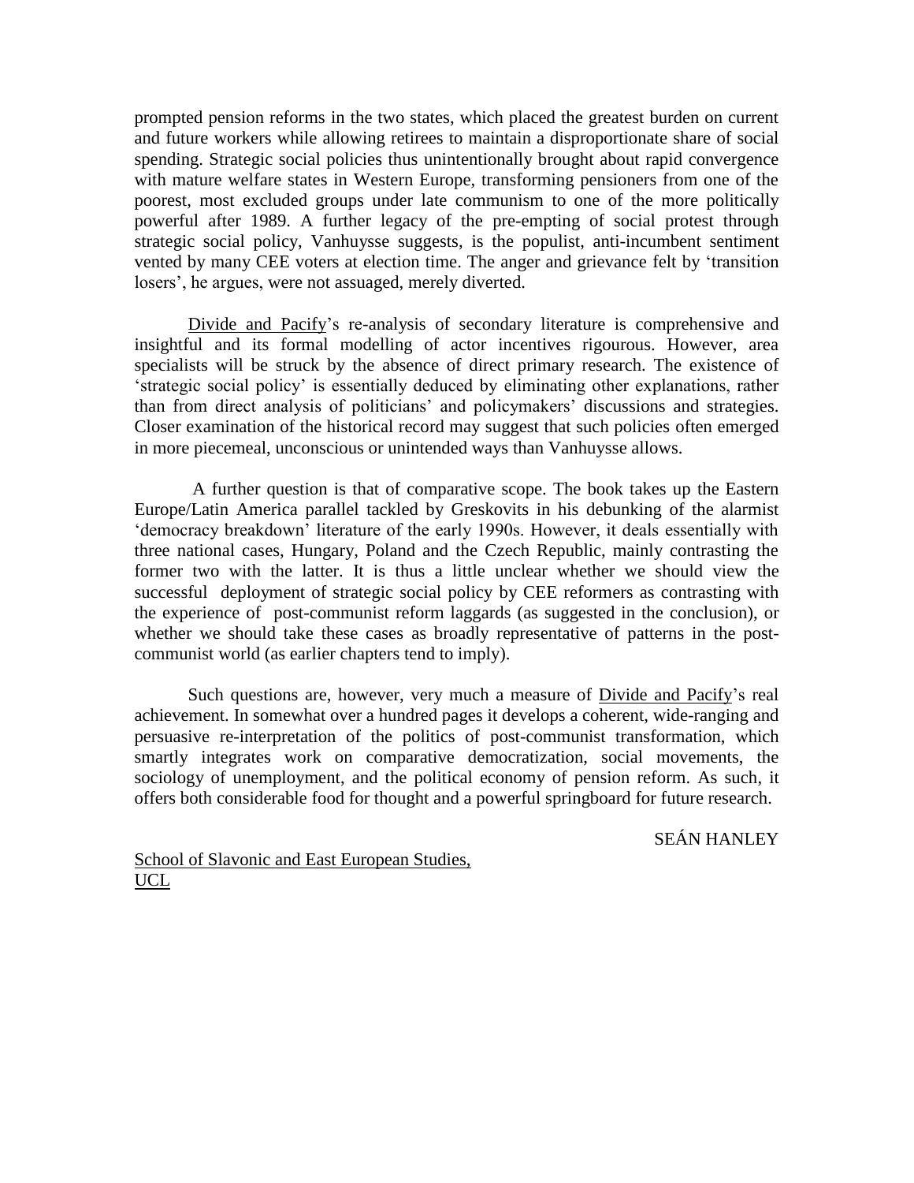prompted pension reforms in the two states, which placed the greatest burden on current and future workers while allowing retirees to maintain a disproportionate share of social spending. Strategic social policies thus unintentionally brought about rapid convergence with mature welfare states in Western Europe, transforming pensioners from one of the poorest, most excluded groups under late communism to one of the more politically powerful after 1989. A further legacy of the pre-empting of social protest through strategic social policy, Vanhuysse suggests, is the populist, anti-incumbent sentiment vented by many CEE voters at election time. The anger and grievance felt by 'transition losers', he argues, were not assuaged, merely diverted.

Divide and Pacify's re-analysis of secondary literature is comprehensive and insightful and its formal modelling of actor incentives rigourous. However, area specialists will be struck by the absence of direct primary research. The existence of 'strategic social policy' is essentially deduced by eliminating other explanations, rather than from direct analysis of politicians' and policymakers' discussions and strategies. Closer examination of the historical record may suggest that such policies often emerged in more piecemeal, unconscious or unintended ways than Vanhuysse allows.

A further question is that of comparative scope. The book takes up the Eastern Europe/Latin America parallel tackled by Greskovits in his debunking of the alarmist 'democracy breakdown' literature of the early 1990s. However, it deals essentially with three national cases, Hungary, Poland and the Czech Republic, mainly contrasting the former two with the latter. It is thus a little unclear whether we should view the successful deployment of strategic social policy by CEE reformers as contrasting with the experience of post-communist reform laggards (as suggested in the conclusion), or whether we should take these cases as broadly representative of patterns in the post-communist world (as earlier chapters tend to imply).

Such questions are, however, very much a measure of Divide and Pacify's real achievement. In somewhat over a hundred pages it develops a coherent, wide-ranging and persuasive re-interpretation of the politics of post-communist transformation, which smartly integrates work on comparative democratization, social movements, the sociology of unemployment, and the political economy of pension reform. As such, it offers both considerable food for thought and a powerful springboard for future research.

SEÁN HANLEY

School of Slavonic and East European Studies, UCL